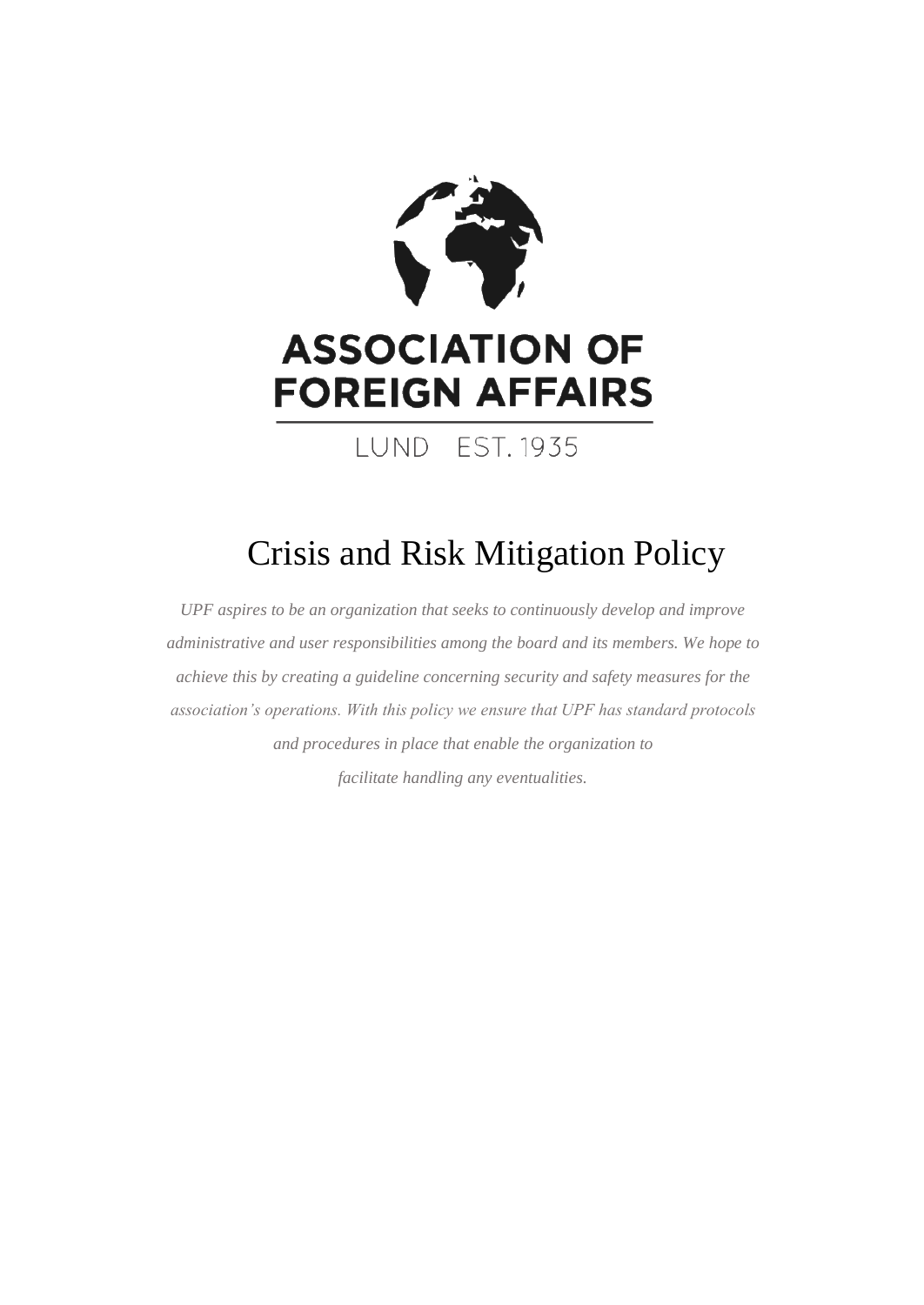**ASSOCIATION OF FOREIGN AFFAIRS**

LUND EST. 1935

# Crisis and Risk Mitigation Policy

*UPF aspires to be an organization that seeks to continuously develop and improve administrative and user responsibilities among the board and its members. We hope to achieve this by creating a guideline concerning security and safety measures for the association's operations. With this policy we ensure that UPF has standard protocols and procedures in place that enable the organization to facilitate handling any eventualities.*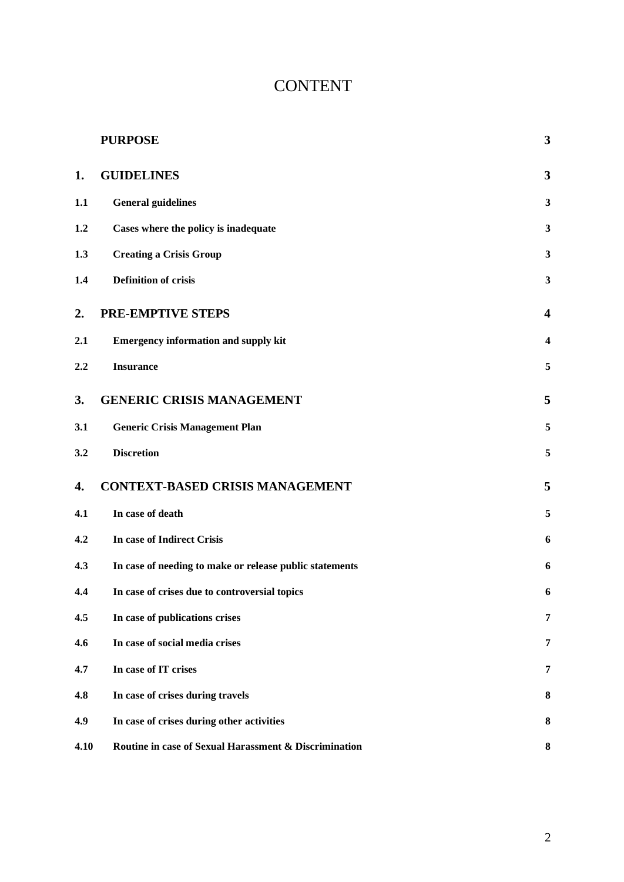# CONTENT

| | | |
|---|---|---|
| | **PURPOSE** | **3** |
| **1.** | **GUIDELINES** | **3** |
| **1.1** | **General guidelines** | **3** |
| **1.2** | **Cases where the policy is inadequate** | **3** |
| **1.3** | **Creating a Crisis Group** | **3** |
| **1.4** | **Definition of crisis** | **3** |
| **2.** | **PRE-EMPTIVE STEPS** | **4** |
| **2.1** | **Emergency information and supply kit** | **4** |
| **2.2** | **Insurance** | **5** |
| **3.** | **GENERIC CRISIS MANAGEMENT** | **5** |
| **3.1** | **Generic Crisis Management Plan** | **5** |
| **3.2** | **Discretion** | **5** |
| **4.** | **CONTEXT-BASED CRISIS MANAGEMENT** | **5** |
| **4.1** | **In case of death** | **5** |
| **4.2** | **In case of Indirect Crisis** | **6** |
| **4.3** | **In case of needing to make or release public statements** | **6** |
| **4.4** | **In case of crises due to controversial topics** | **6** |
| **4.5** | **In case of publications crises** | **7** |
| **4.6** | **In case of social media crises** | **7** |
| **4.7** | **In case of IT crises** | **7** |
| **4.8** | **In case of crises during travels** | **8** |
| **4.9** | **In case of crises during other activities** | **8** |
| **4.10** | **Routine in case of Sexual Harassment & Discrimination** | **8** |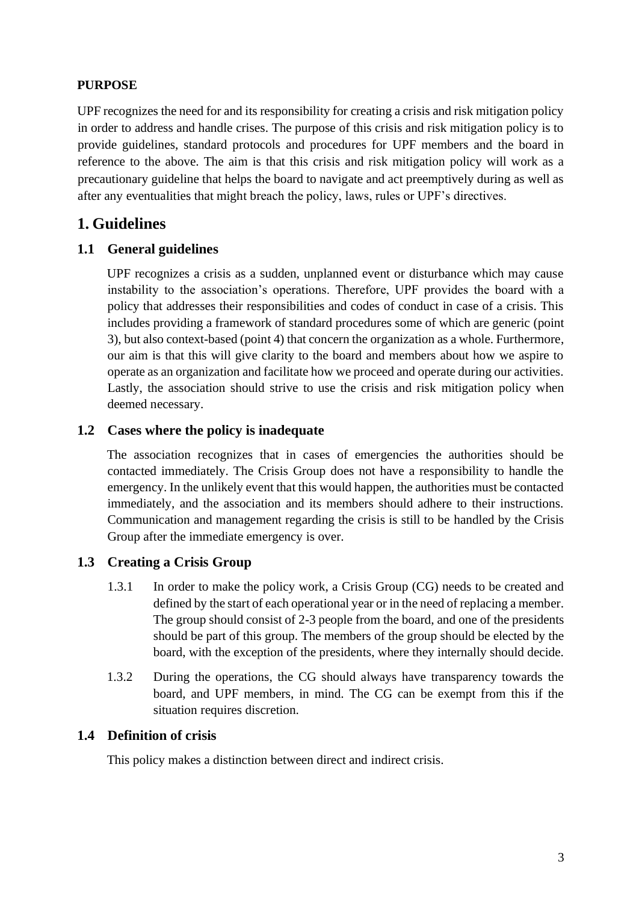**PURPOSE**

UPF recognizes the need for and its responsibility for creating a crisis and risk mitigation policy in order to address and handle crises. The purpose of this crisis and risk mitigation policy is to provide guidelines, standard protocols and procedures for UPF members and the board in reference to the above. The aim is that this crisis and risk mitigation policy will work as a precautionary guideline that helps the board to navigate and act preemptively during as well as after any eventualities that might breach the policy, laws, rules or UPF's directives.

# 1. Guidelines

## 1.1 General guidelines

UPF recognizes a crisis as a sudden, unplanned event or disturbance which may cause instability to the association's operations. Therefore, UPF provides the board with a policy that addresses their responsibilities and codes of conduct in case of a crisis. This includes providing a framework of standard procedures some of which are generic (point 3), but also context-based (point 4) that concern the organization as a whole. Furthermore, our aim is that this will give clarity to the board and members about how we aspire to operate as an organization and facilitate how we proceed and operate during our activities. Lastly, the association should strive to use the crisis and risk mitigation policy when deemed necessary.

## 1.2 Cases where the policy is inadequate

The association recognizes that in cases of emergencies the authorities should be contacted immediately. The Crisis Group does not have a responsibility to handle the emergency. In the unlikely event that this would happen, the authorities must be contacted immediately, and the association and its members should adhere to their instructions. Communication and management regarding the crisis is still to be handled by the Crisis Group after the immediate emergency is over.

## 1.3 Creating a Crisis Group

1.3.1 In order to make the policy work, a Crisis Group (CG) needs to be created and defined by the start of each operational year or in the need of replacing a member. The group should consist of 2-3 people from the board, and one of the presidents should be part of this group. The members of the group should be elected by the board, with the exception of the presidents, where they internally should decide.

1.3.2 During the operations, the CG should always have transparency towards the board, and UPF members, in mind. The CG can be exempt from this if the situation requires discretion.

## 1.4 Definition of crisis

This policy makes a distinction between direct and indirect crisis.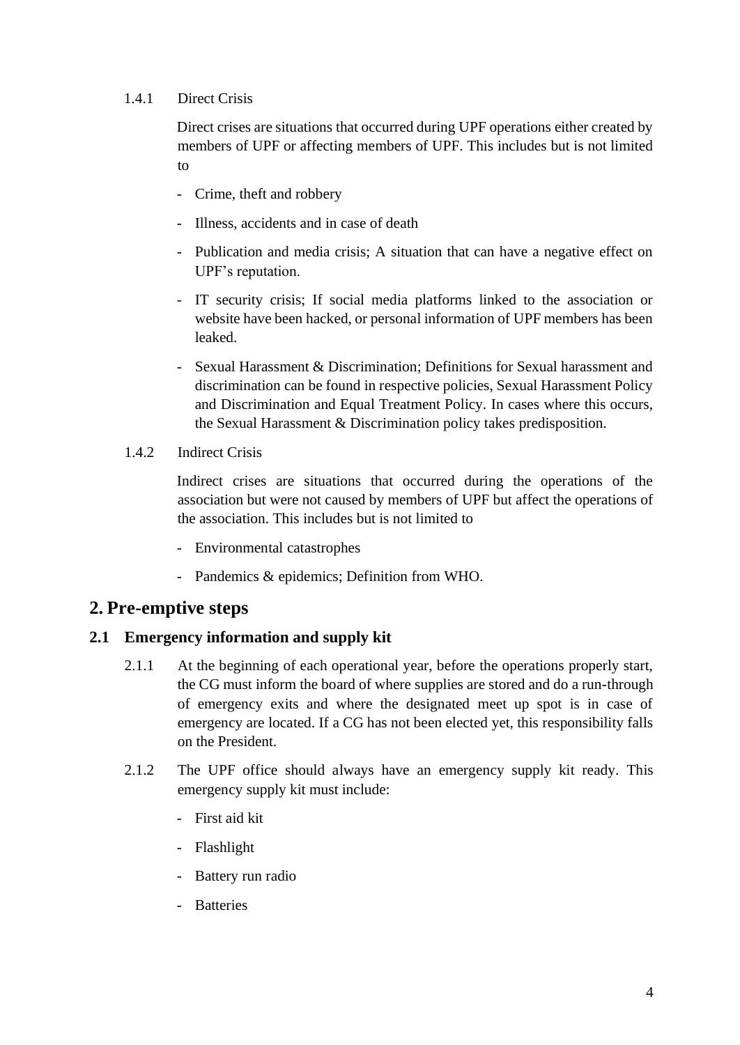#### 1.4.1 Direct Crisis

Direct crises are situations that occurred during UPF operations either created by members of UPF or affecting members of UPF. This includes but is not limited to

- Crime, theft and robbery
- Illness, accidents and in case of death
- Publication and media crisis; A situation that can have a negative effect on UPF's reputation.
- IT security crisis; If social media platforms linked to the association or website have been hacked, or personal information of UPF members has been leaked.
- Sexual Harassment & Discrimination; Definitions for Sexual harassment and discrimination can be found in respective policies, Sexual Harassment Policy and Discrimination and Equal Treatment Policy. In cases where this occurs, the Sexual Harassment & Discrimination policy takes predisposition.

#### 1.4.2 Indirect Crisis

Indirect crises are situations that occurred during the operations of the association but were not caused by members of UPF but affect the operations of the association. This includes but is not limited to

- Environmental catastrophes
- Pandemics & epidemics; Definition from WHO.

# 2. Pre-emptive steps

## 2.1 Emergency information and supply kit

2.1.1 At the beginning of each operational year, before the operations properly start, the CG must inform the board of where supplies are stored and do a run-through of emergency exits and where the designated meet up spot is in case of emergency are located. If a CG has not been elected yet, this responsibility falls on the President.

2.1.2 The UPF office should always have an emergency supply kit ready. This emergency supply kit must include:

- First aid kit
- Flashlight
- Battery run radio
- Batteries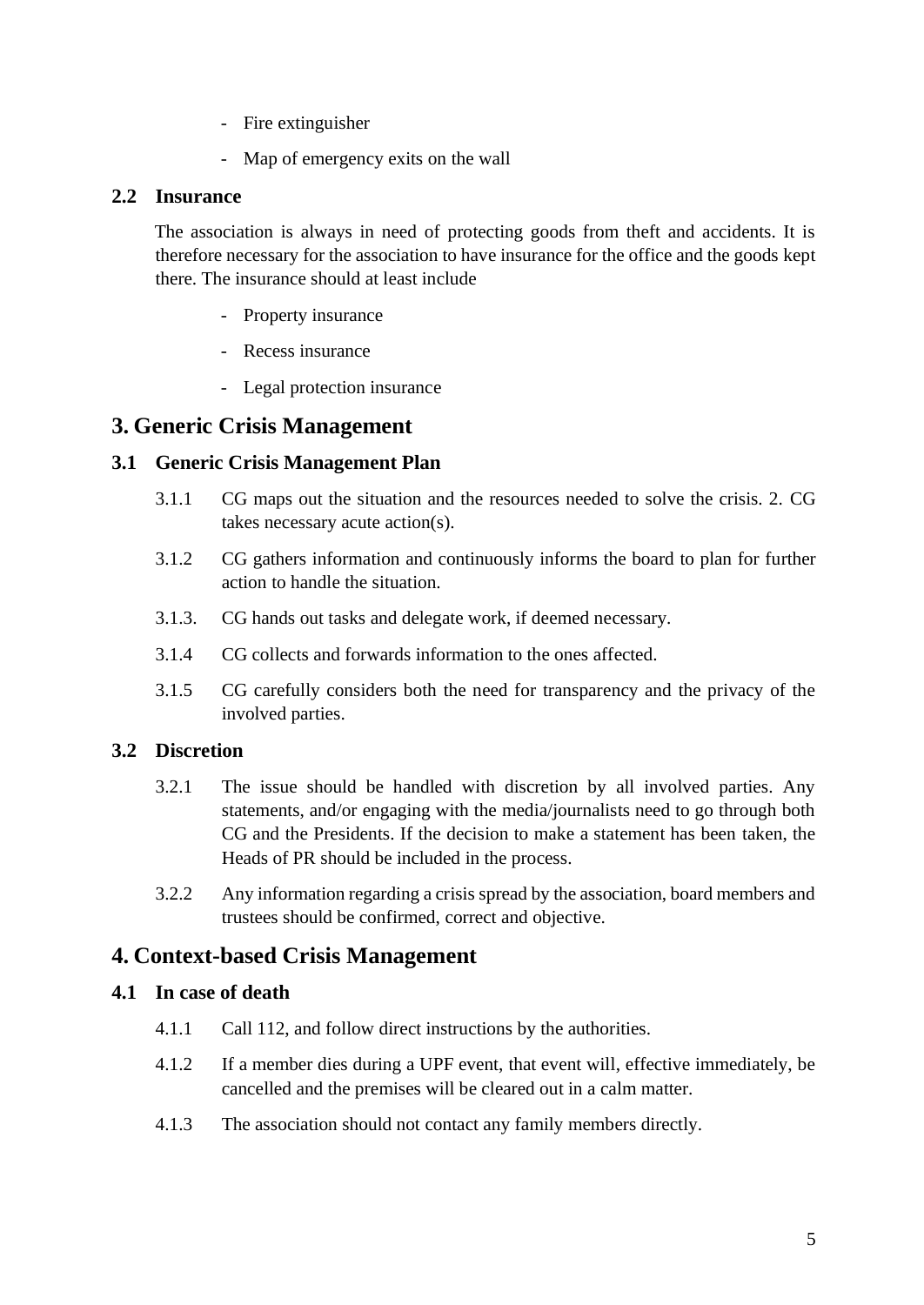- Fire extinguisher
- Map of emergency exits on the wall

### 2.2 Insurance

The association is always in need of protecting goods from theft and accidents. It is therefore necessary for the association to have insurance for the office and the goods kept there. The insurance should at least include

- Property insurance
- Recess insurance
- Legal protection insurance

## 3. Generic Crisis Management

### 3.1 Generic Crisis Management Plan

3.1.1 CG maps out the situation and the resources needed to solve the crisis. 2. CG takes necessary acute action(s).

3.1.2 CG gathers information and continuously informs the board to plan for further action to handle the situation.

3.1.3. CG hands out tasks and delegate work, if deemed necessary.

3.1.4 CG collects and forwards information to the ones affected.

3.1.5 CG carefully considers both the need for transparency and the privacy of the involved parties.

### 3.2 Discretion

3.2.1 The issue should be handled with discretion by all involved parties. Any statements, and/or engaging with the media/journalists need to go through both CG and the Presidents. If the decision to make a statement has been taken, the Heads of PR should be included in the process.

3.2.2 Any information regarding a crisis spread by the association, board members and trustees should be confirmed, correct and objective.

## 4. Context-based Crisis Management

### 4.1 In case of death

4.1.1 Call 112, and follow direct instructions by the authorities.

4.1.2 If a member dies during a UPF event, that event will, effective immediately, be cancelled and the premises will be cleared out in a calm matter.

4.1.3 The association should not contact any family members directly.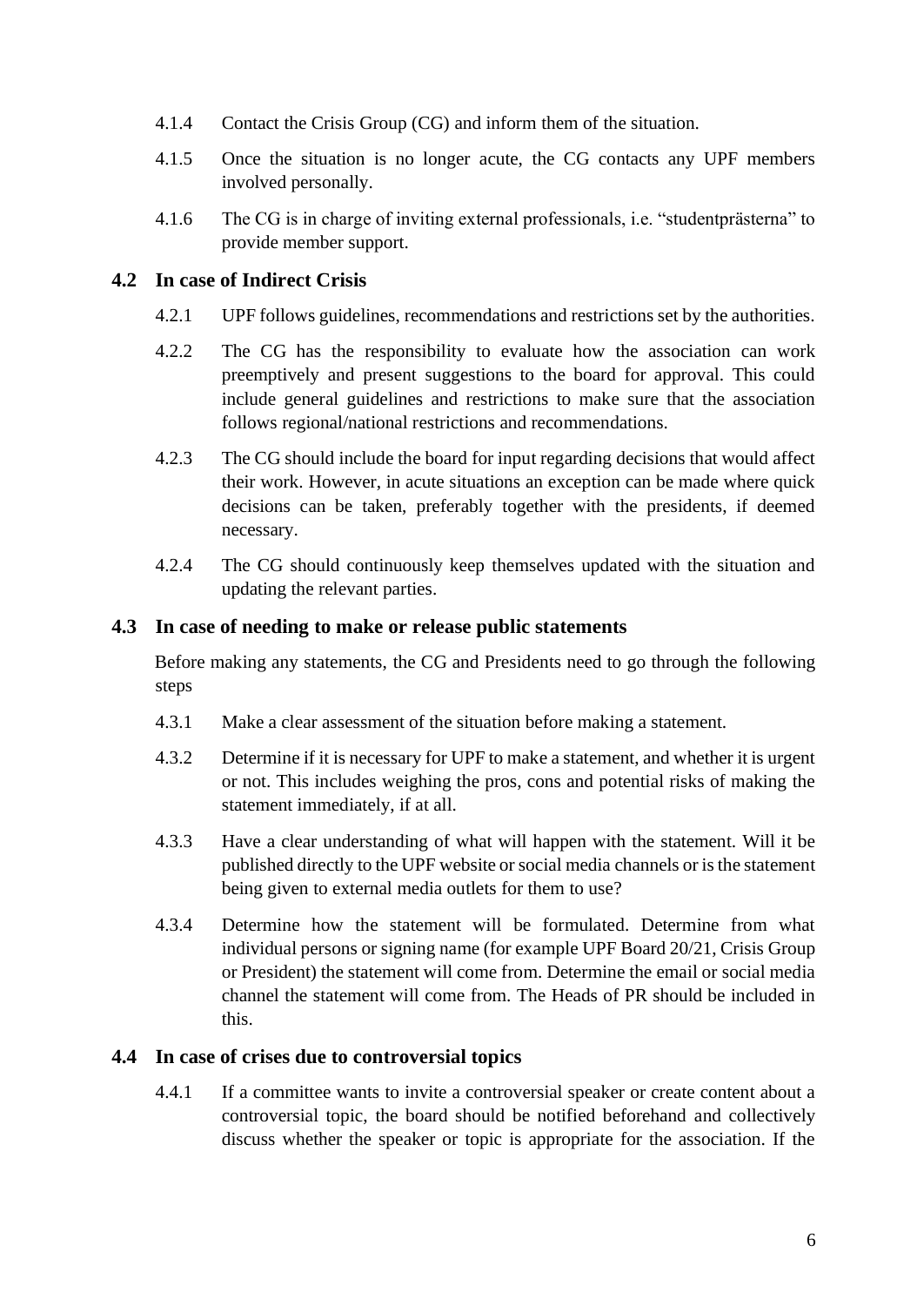4.1.4 Contact the Crisis Group (CG) and inform them of the situation.

4.1.5 Once the situation is no longer acute, the CG contacts any UPF members involved personally.

4.1.6 The CG is in charge of inviting external professionals, i.e. "studentprästerna" to provide member support.

## 4.2 In case of Indirect Crisis

4.2.1 UPF follows guidelines, recommendations and restrictions set by the authorities.

4.2.2 The CG has the responsibility to evaluate how the association can work preemptively and present suggestions to the board for approval. This could include general guidelines and restrictions to make sure that the association follows regional/national restrictions and recommendations.

4.2.3 The CG should include the board for input regarding decisions that would affect their work. However, in acute situations an exception can be made where quick decisions can be taken, preferably together with the presidents, if deemed necessary.

4.2.4 The CG should continuously keep themselves updated with the situation and updating the relevant parties.

## 4.3 In case of needing to make or release public statements

Before making any statements, the CG and Presidents need to go through the following steps

4.3.1 Make a clear assessment of the situation before making a statement.

4.3.2 Determine if it is necessary for UPF to make a statement, and whether it is urgent or not. This includes weighing the pros, cons and potential risks of making the statement immediately, if at all.

4.3.3 Have a clear understanding of what will happen with the statement. Will it be published directly to the UPF website or social media channels or is the statement being given to external media outlets for them to use?

4.3.4 Determine how the statement will be formulated. Determine from what individual persons or signing name (for example UPF Board 20/21, Crisis Group or President) the statement will come from. Determine the email or social media channel the statement will come from. The Heads of PR should be included in this.

## 4.4 In case of crises due to controversial topics

4.4.1 If a committee wants to invite a controversial speaker or create content about a controversial topic, the board should be notified beforehand and collectively discuss whether the speaker or topic is appropriate for the association. If the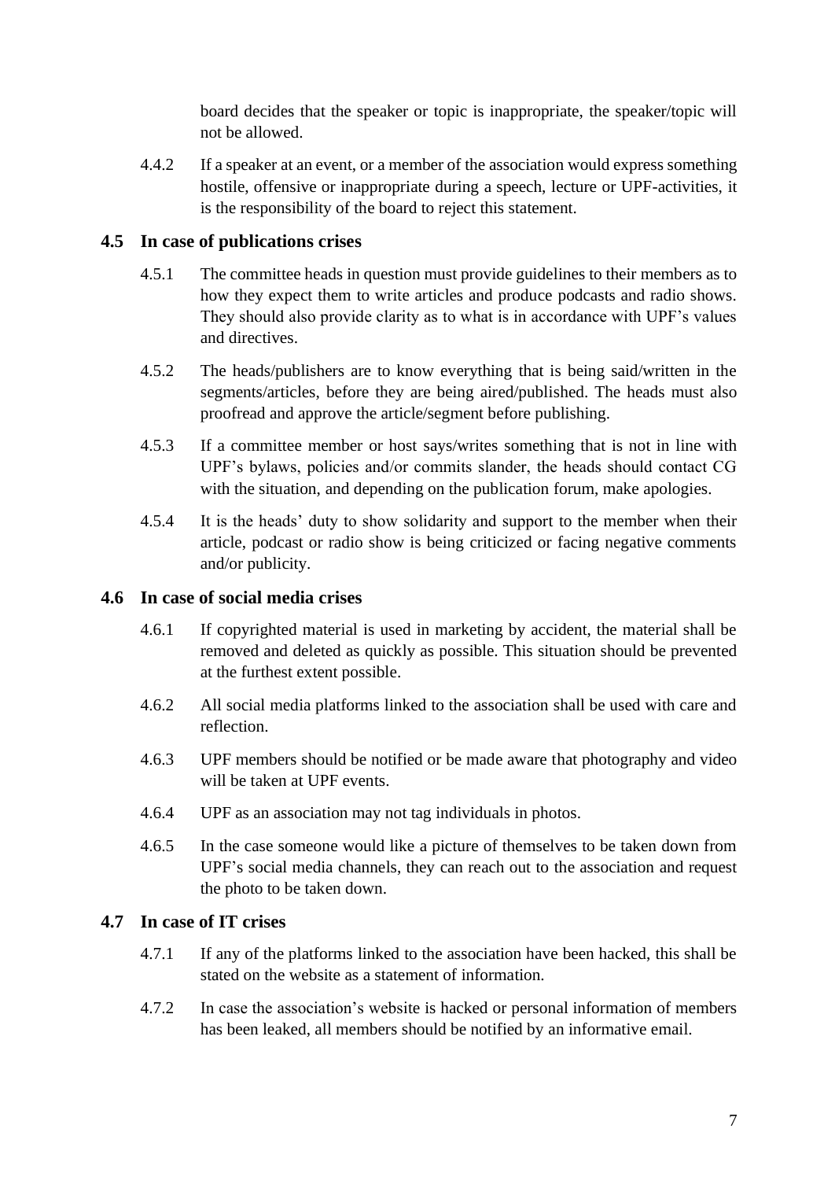board decides that the speaker or topic is inappropriate, the speaker/topic will not be allowed.

4.4.2 If a speaker at an event, or a member of the association would express something hostile, offensive or inappropriate during a speech, lecture or UPF-activities, it is the responsibility of the board to reject this statement.

### 4.5 In case of publications crises

4.5.1 The committee heads in question must provide guidelines to their members as to how they expect them to write articles and produce podcasts and radio shows. They should also provide clarity as to what is in accordance with UPF's values and directives.

4.5.2 The heads/publishers are to know everything that is being said/written in the segments/articles, before they are being aired/published. The heads must also proofread and approve the article/segment before publishing.

4.5.3 If a committee member or host says/writes something that is not in line with UPF's bylaws, policies and/or commits slander, the heads should contact CG with the situation, and depending on the publication forum, make apologies.

4.5.4 It is the heads' duty to show solidarity and support to the member when their article, podcast or radio show is being criticized or facing negative comments and/or publicity.

### 4.6 In case of social media crises

4.6.1 If copyrighted material is used in marketing by accident, the material shall be removed and deleted as quickly as possible. This situation should be prevented at the furthest extent possible.

4.6.2 All social media platforms linked to the association shall be used with care and reflection.

4.6.3 UPF members should be notified or be made aware that photography and video will be taken at UPF events.

4.6.4 UPF as an association may not tag individuals in photos.

4.6.5 In the case someone would like a picture of themselves to be taken down from UPF's social media channels, they can reach out to the association and request the photo to be taken down.

### 4.7 In case of IT crises

4.7.1 If any of the platforms linked to the association have been hacked, this shall be stated on the website as a statement of information.

4.7.2 In case the association's website is hacked or personal information of members has been leaked, all members should be notified by an informative email.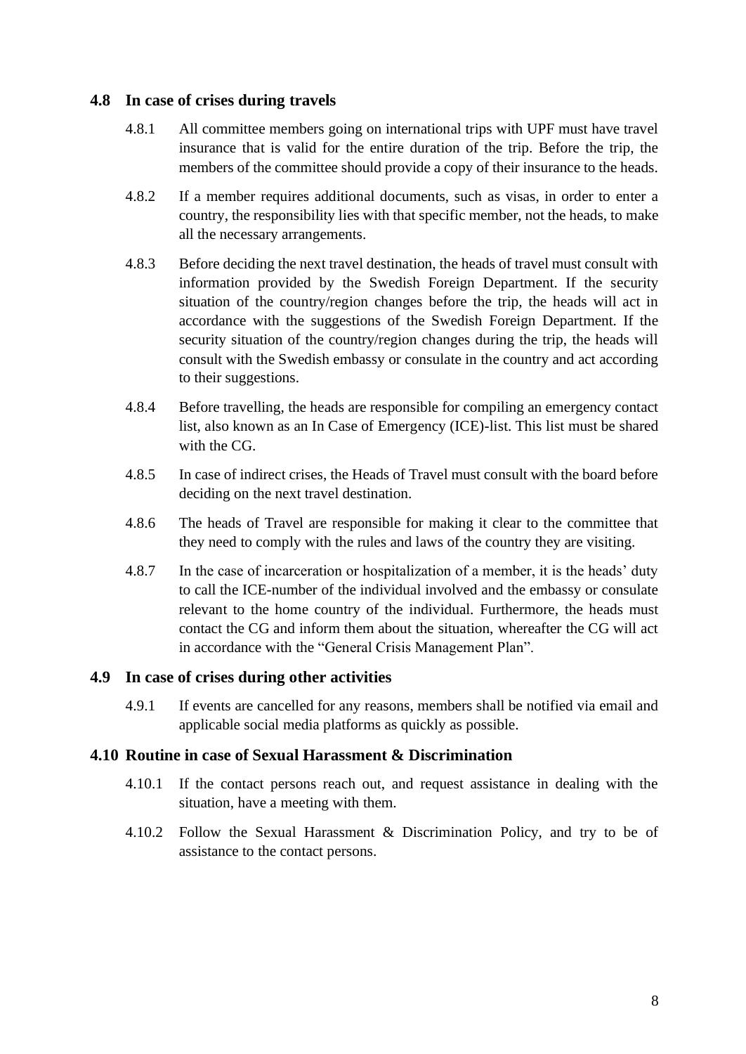### 4.8 In case of crises during travels

4.8.1 All committee members going on international trips with UPF must have travel insurance that is valid for the entire duration of the trip. Before the trip, the members of the committee should provide a copy of their insurance to the heads.

4.8.2 If a member requires additional documents, such as visas, in order to enter a country, the responsibility lies with that specific member, not the heads, to make all the necessary arrangements.

4.8.3 Before deciding the next travel destination, the heads of travel must consult with information provided by the Swedish Foreign Department. If the security situation of the country/region changes before the trip, the heads will act in accordance with the suggestions of the Swedish Foreign Department. If the security situation of the country/region changes during the trip, the heads will consult with the Swedish embassy or consulate in the country and act according to their suggestions.

4.8.4 Before travelling, the heads are responsible for compiling an emergency contact list, also known as an In Case of Emergency (ICE)-list. This list must be shared with the CG.

4.8.5 In case of indirect crises, the Heads of Travel must consult with the board before deciding on the next travel destination.

4.8.6 The heads of Travel are responsible for making it clear to the committee that they need to comply with the rules and laws of the country they are visiting.

4.8.7 In the case of incarceration or hospitalization of a member, it is the heads' duty to call the ICE-number of the individual involved and the embassy or consulate relevant to the home country of the individual. Furthermore, the heads must contact the CG and inform them about the situation, whereafter the CG will act in accordance with the "General Crisis Management Plan".

### 4.9 In case of crises during other activities

4.9.1 If events are cancelled for any reasons, members shall be notified via email and applicable social media platforms as quickly as possible.

### 4.10 Routine in case of Sexual Harassment & Discrimination

4.10.1 If the contact persons reach out, and request assistance in dealing with the situation, have a meeting with them.

4.10.2 Follow the Sexual Harassment & Discrimination Policy, and try to be of assistance to the contact persons.